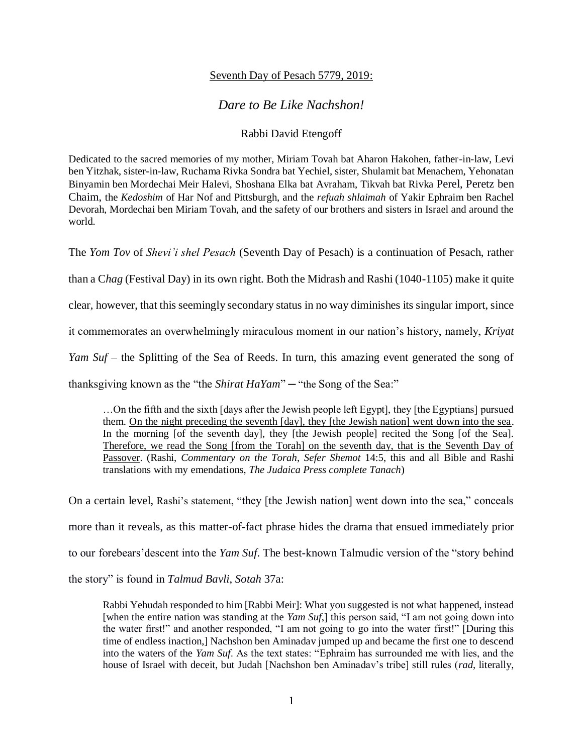<u>Seventh Day of Pesach 5779, 2019:</u>

# *Dare to Be Like Nachshon!*

Rabbi David Etengoff

Dedicated to the sacred memories of my mother, Miriam Tovah bat Aharon Hakohen, father-in-law, Levi ben Yitzhak, sister-in-law, Ruchama Rivka Sondra bat Yechiel, sister, Shulamit bat Menachem, Yehonatan Binyamin ben Mordechai Meir Halevi, Shoshana Elka bat Avraham, Tikvah bat Rivka Perel, Peretz ben Chaim, the *Kedoshim* of Har Nof and Pittsburgh, and the *refuah shlaimah* of Yakir Ephraim ben Rachel Devorah, Mordechai ben Miriam Tovah, and the safety of our brothers and sisters in Israel and around the world.

The *Yom Tov* of *Shevi'i shel Pesach* (Seventh Day of Pesach) is a continuation of Pesach, rather than a C*hag* (Festival Day) in its own right. Both the Midrash and Rashi (1040-1105) make it quite clear, however, that this seemingly secondary status in no way diminishes its singular import, since it commemorates an overwhelmingly miraculous moment in our nation's history, namely, *Kriyat Yam Suf* – the Splitting of the Sea of Reeds. In turn, this amazing event generated the song of thanksgiving known as the "the *Shirat HaYam*" – "the Song of the Sea:"

> …On the fifth and the sixth [days after the Jewish people left Egypt], they [the Egyptians] pursued them. <u>On the night preceding the seventh [day], they [the Jewish nation] went down into the sea</u>. In the morning [of the seventh day], they [the Jewish people] recited the Song [of the Sea]. <u>Therefore, we read the Song [from the Torah] on the seventh day, that is the Seventh Day of Passover</u>. (Rashi, *Commentary on the Torah*, *Sefer Shemot* 14:5, this and all Bible and Rashi translations with my emendations, *The Judaica Press complete Tanach*)

On a certain level, Rashi's statement, "they [the Jewish nation] went down into the sea," conceals more than it reveals, as this matter-of-fact phrase hides the drama that ensued immediately prior to our forebears' descent into the *Yam Suf*. The best-known Talmudic version of the "story behind the story" is found in *Talmud Bavli, Sotah* 37a:

> Rabbi Yehudah responded to him [Rabbi Meir]: What you suggested is not what happened, instead [when the entire nation was standing at the *Yam Suf*,] this person said, "I am not going down into the water first!" and another responded, "I am not going to go into the water first!" [During this time of endless inaction,] Nachshon ben Aminadav jumped up and became the first one to descend into the waters of the *Yam Suf*. As the text states: "Ephraim has surrounded me with lies, and the house of Israel with deceit, but Judah [Nachshon ben Aminadav's tribe] still rules (*rad*, literally,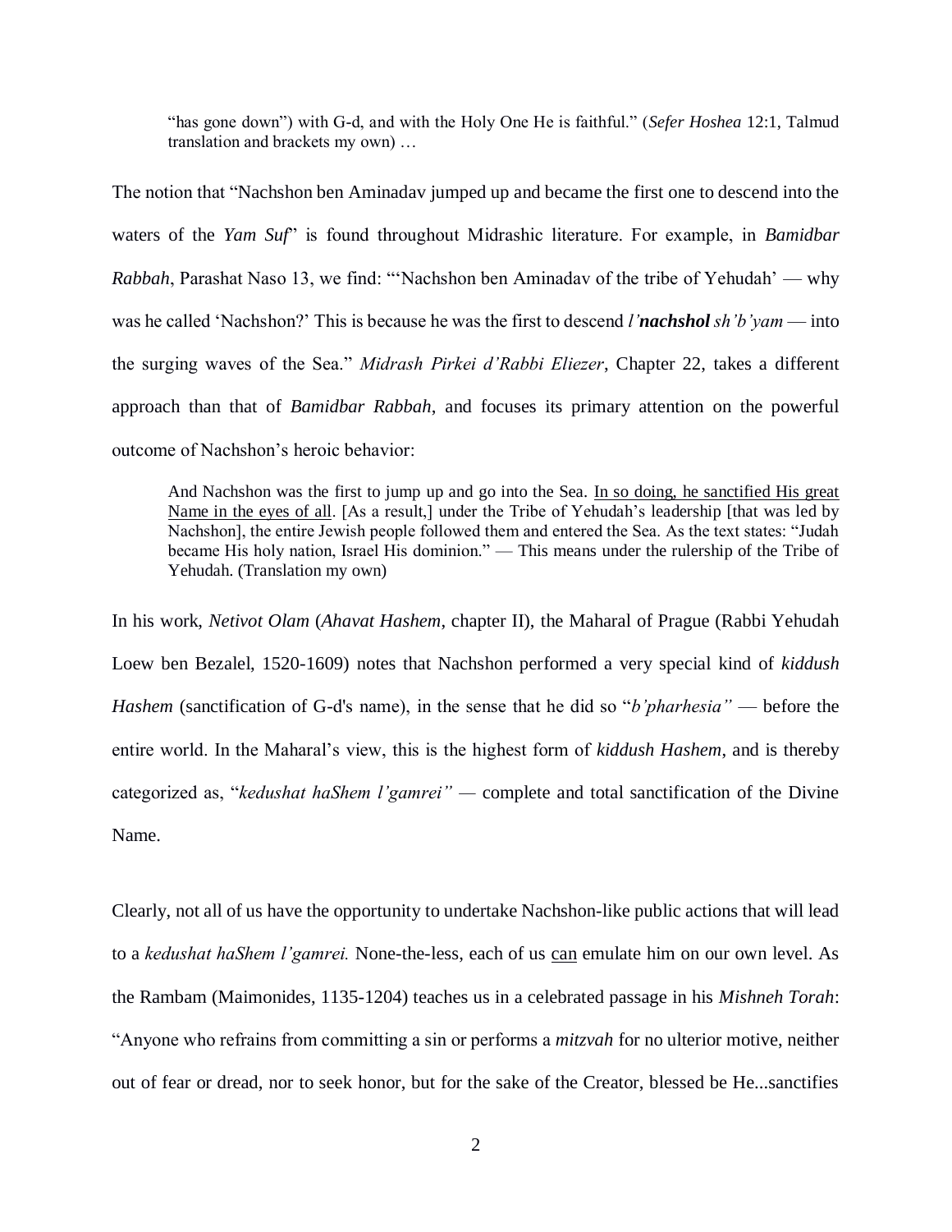> "has gone down") with G-d, and with the Holy One He is faithful." (*Sefer Hoshea* 12:1, Talmud translation and brackets my own) …

The notion that "Nachshon ben Aminadav jumped up and became the first one to descend into the waters of the *Yam Suf*" is found throughout Midrashic literature. For example, in *Bamidbar Rabbah*, Parashat Naso 13, we find: "'Nachshon ben Aminadav of the tribe of Yehudah' — why was he called 'Nachshon?' This is because he was the first to descend *l'**nachshol** sh'b'yam* — into the surging waves of the Sea." *Midrash Pirkei d'Rabbi Eliezer*, Chapter 22, takes a different approach than that of *Bamidbar Rabbah*, and focuses its primary attention on the powerful outcome of Nachshon's heroic behavior:

> And Nachshon was the first to jump up and go into the Sea. <u>In so doing, he sanctified His great Name in the eyes of all</u>. [As a result,] under the Tribe of Yehudah's leadership [that was led by Nachshon], the entire Jewish people followed them and entered the Sea. As the text states: "Judah became His holy nation, Israel His dominion." — This means under the rulership of the Tribe of Yehudah. (Translation my own)

In his work, *Netivot Olam* (*Ahavat Hashem*, chapter II), the Maharal of Prague (Rabbi Yehudah Loew ben Bezalel, 1520-1609) notes that Nachshon performed a very special kind of *kiddush Hashem* (sanctification of G-d's name), in the sense that he did so "*b'pharhesia"* — before the entire world. In the Maharal's view, this is the highest form of *kiddush Hashem*, and is thereby categorized as, "*kedushat haShem l'gamrei"* — complete and total sanctification of the Divine Name.

Clearly, not all of us have the opportunity to undertake Nachshon-like public actions that will lead to a *kedushat haShem l'gamrei.* None-the-less, each of us <u>can</u> emulate him on our own level. As the Rambam (Maimonides, 1135-1204) teaches us in a celebrated passage in his *Mishneh Torah*: "Anyone who refrains from committing a sin or performs a *mitzvah* for no ulterior motive, neither out of fear or dread, nor to seek honor, but for the sake of the Creator, blessed be He...sanctifies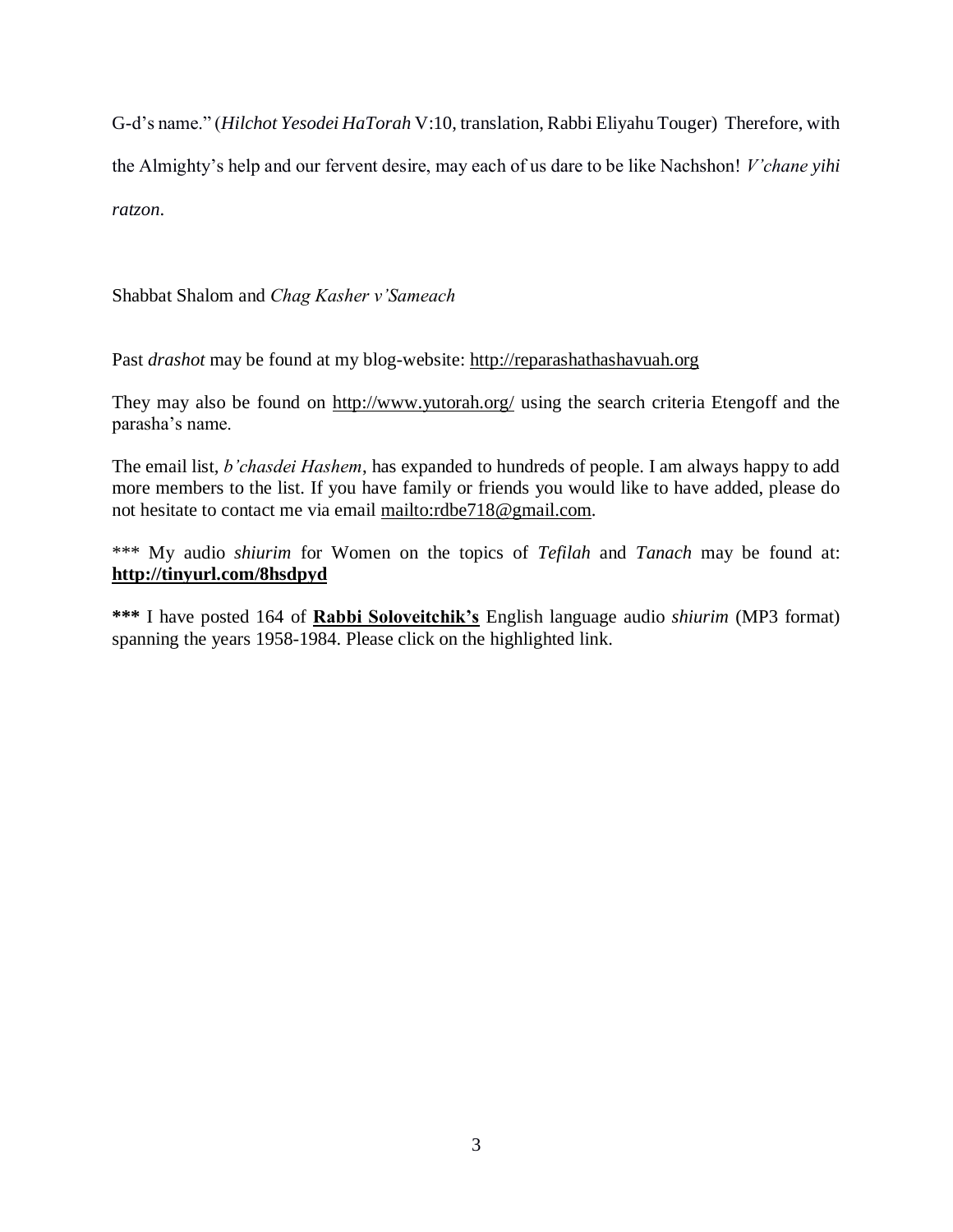G-d's name." (*Hilchot Yesodei HaTorah* V:10, translation, Rabbi Eliyahu Touger) Therefore, with the Almighty's help and our fervent desire, may each of us dare to be like Nachshon! *V'chane yihi ratzon*.

Shabbat Shalom and *Chag Kasher v'Sameach*

Past *drashot* may be found at my blog-website: http://reparashathashavuah.org

They may also be found on http://www.yutorah.org/ using the search criteria Etengoff and the parasha's name.

The email list, *b'chasdei Hashem*, has expanded to hundreds of people. I am always happy to add more members to the list. If you have family or friends you would like to have added, please do not hesitate to contact me via email mailto:rdbe718@gmail.com.

*** My audio *shiurim* for Women on the topics of *Tefilah* and *Tanach* may be found at: **http://tinyurl.com/8hsdpyd**

**\*\*\*** I have posted 164 of **Rabbi Soloveitchik's** English language audio *shiurim* (MP3 format) spanning the years 1958-1984. Please click on the highlighted link.